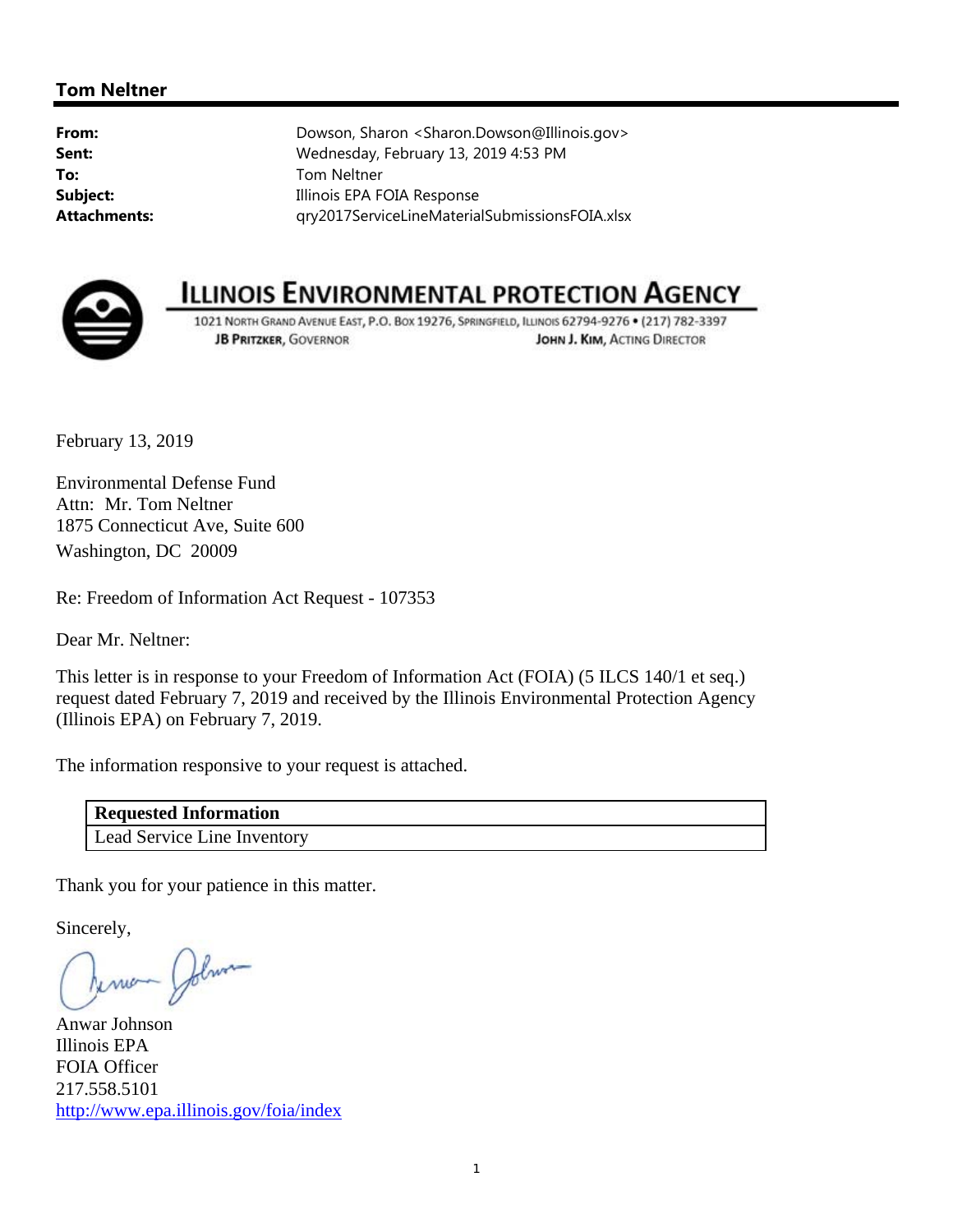**Tom Neltner**

| | |
|---|---|
| **From:** | Dowson, Sharon <Sharon.Dowson@Illinois.gov> |
| **Sent:** | Wednesday, February 13, 2019 4:53 PM |
| **To:** | Tom Neltner |
| **Subject:** | Illinois EPA FOIA Response |
| **Attachments:** | qry2017ServiceLineMaterialSubmissionsFOIA.xlsx |

# ILLINOIS ENVIRONMENTAL PROTECTION AGENCY

1021 NORTH GRAND AVENUE EAST, P.O. BOX 19276, SPRINGFIELD, ILLINOIS 62794-9276 • (217) 782-3397

JB PRITZKER, GOVERNOR — JOHN J. KIM, ACTING DIRECTOR

February 13, 2019

Environmental Defense Fund
Attn: Mr. Tom Neltner
1875 Connecticut Ave, Suite 600
Washington, DC 20009

Re: Freedom of Information Act Request - 107353

Dear Mr. Neltner:

This letter is in response to your Freedom of Information Act (FOIA) (5 ILCS 140/1 et seq.) request dated February 7, 2019 and received by the Illinois Environmental Protection Agency (Illinois EPA) on February 7, 2019.

The information responsive to your request is attached.

| **Requested Information** |
|---|
| Lead Service Line Inventory |

Thank you for your patience in this matter.

Sincerely,

Anwar Johnson
Illinois EPA
FOIA Officer
217.558.5101
http://www.epa.illinois.gov/foia/index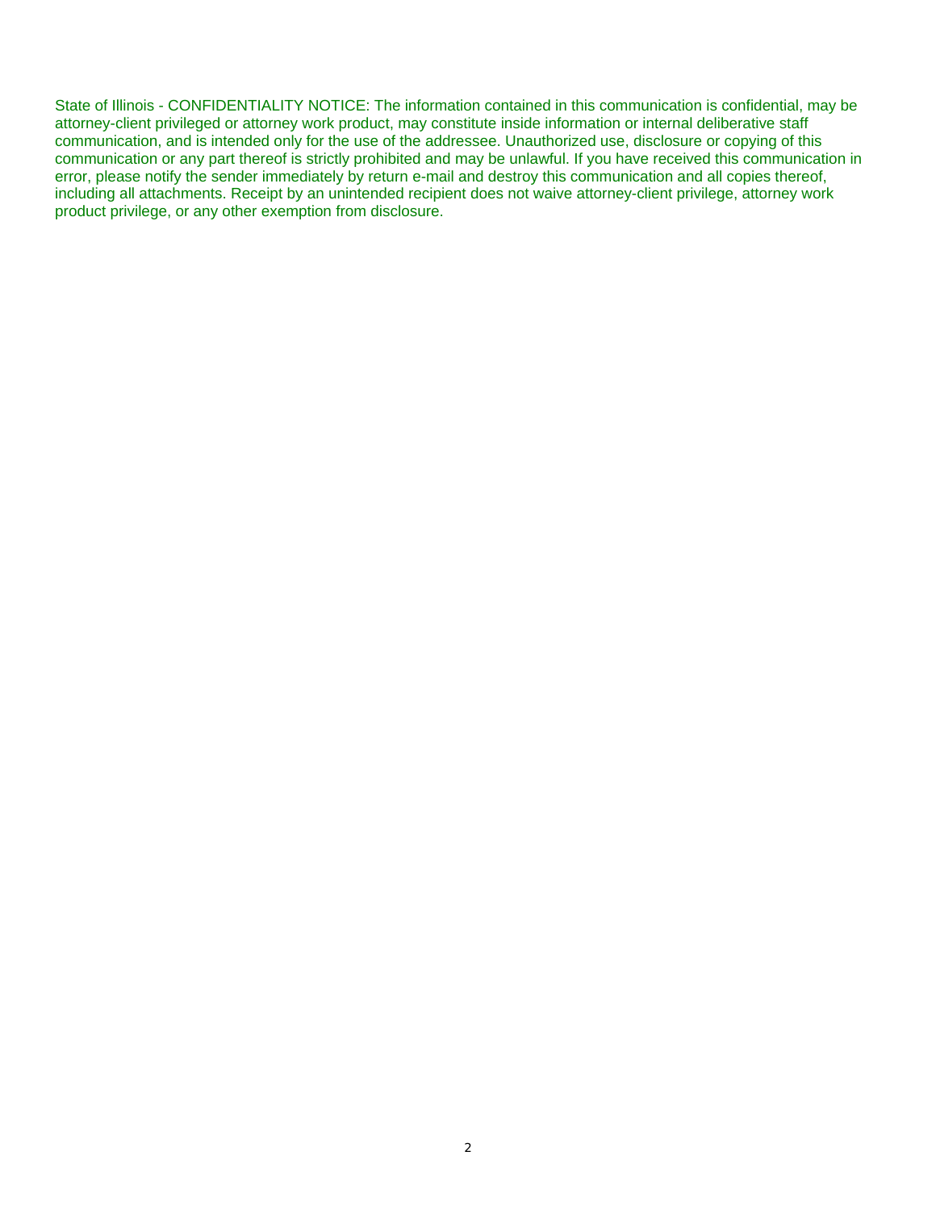State of Illinois - CONFIDENTIALITY NOTICE: The information contained in this communication is confidential, may be attorney-client privileged or attorney work product, may constitute inside information or internal deliberative staff communication, and is intended only for the use of the addressee. Unauthorized use, disclosure or copying of this communication or any part thereof is strictly prohibited and may be unlawful. If you have received this communication in error, please notify the sender immediately by return e-mail and destroy this communication and all copies thereof, including all attachments. Receipt by an unintended recipient does not waive attorney-client privilege, attorney work product privilege, or any other exemption from disclosure.